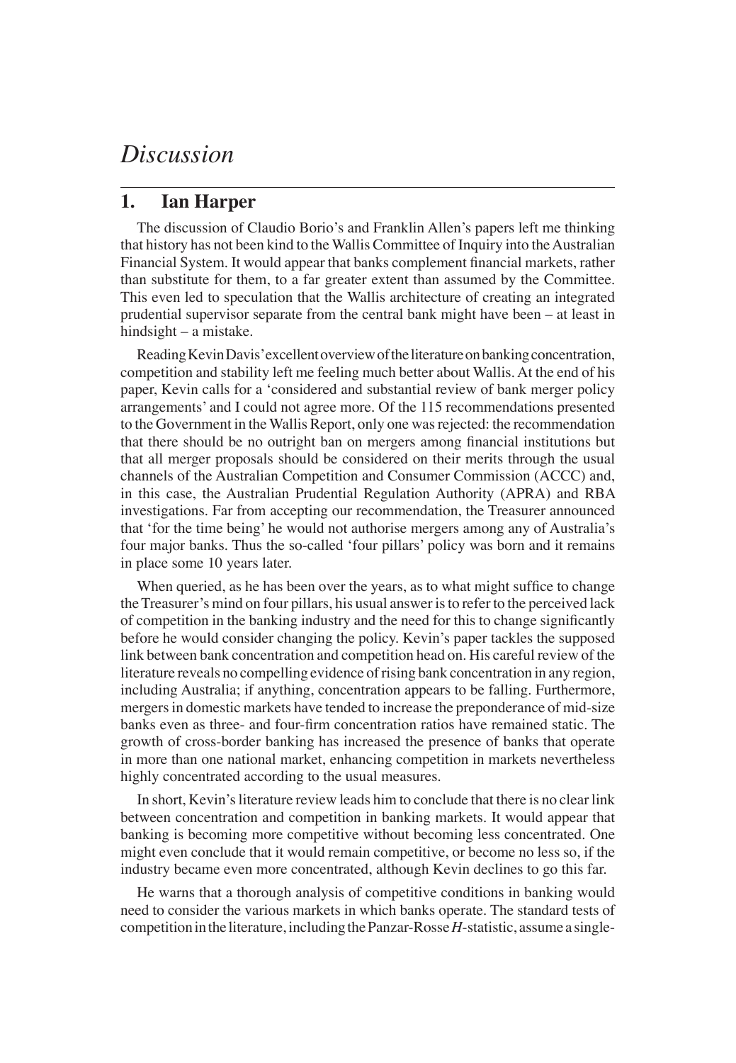# *Discussion*

## 1. Ian Harper

The discussion of Claudio Borio's and Franklin Allen's papers left me thinking that history has not been kind to the Wallis Committee of Inquiry into the Australian Financial System. It would appear that banks complement financial markets, rather than substitute for them, to a far greater extent than assumed by the Committee. This even led to speculation that the Wallis architecture of creating an integrated prudential supervisor separate from the central bank might have been – at least in hindsight – a mistake.

Reading Kevin Davis' excellent overview of the literature on banking concentration, competition and stability left me feeling much better about Wallis. At the end of his paper, Kevin calls for a 'considered and substantial review of bank merger policy arrangements' and I could not agree more. Of the 115 recommendations presented to the Government in the Wallis Report, only one was rejected: the recommendation that there should be no outright ban on mergers among financial institutions but that all merger proposals should be considered on their merits through the usual channels of the Australian Competition and Consumer Commission (ACCC) and, in this case, the Australian Prudential Regulation Authority (APRA) and RBA investigations. Far from accepting our recommendation, the Treasurer announced that 'for the time being' he would not authorise mergers among any of Australia's four major banks. Thus the so-called 'four pillars' policy was born and it remains in place some 10 years later.

When queried, as he has been over the years, as to what might suffice to change the Treasurer's mind on four pillars, his usual answer is to refer to the perceived lack of competition in the banking industry and the need for this to change significantly before he would consider changing the policy. Kevin's paper tackles the supposed link between bank concentration and competition head on. His careful review of the literature reveals no compelling evidence of rising bank concentration in any region, including Australia; if anything, concentration appears to be falling. Furthermore, mergers in domestic markets have tended to increase the preponderance of mid-size banks even as three- and four-firm concentration ratios have remained static. The growth of cross-border banking has increased the presence of banks that operate in more than one national market, enhancing competition in markets nevertheless highly concentrated according to the usual measures.

In short, Kevin's literature review leads him to conclude that there is no clear link between concentration and competition in banking markets. It would appear that banking is becoming more competitive without becoming less concentrated. One might even conclude that it would remain competitive, or become no less so, if the industry became even more concentrated, although Kevin declines to go this far.

He warns that a thorough analysis of competitive conditions in banking would need to consider the various markets in which banks operate. The standard tests of competition in the literature, including the Panzar-Rosse *H*-statistic, assume a single-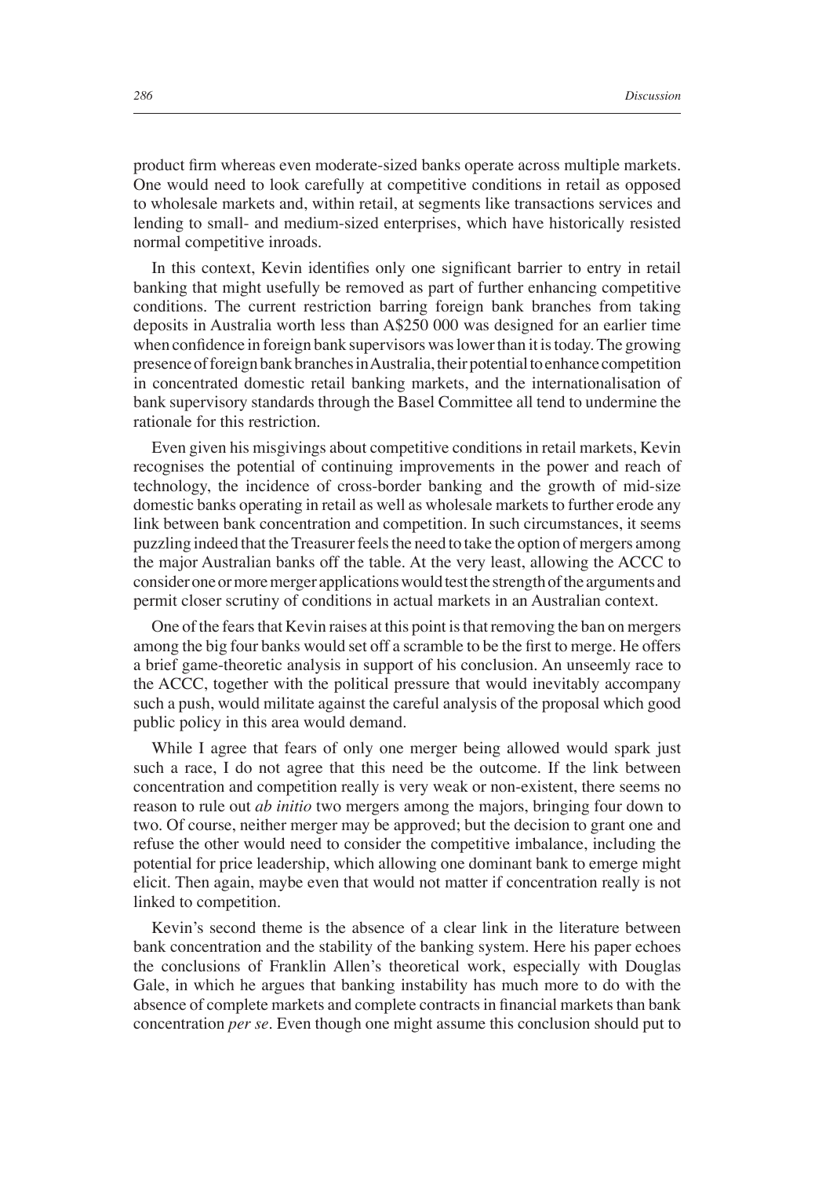product firm whereas even moderate-sized banks operate across multiple markets. One would need to look carefully at competitive conditions in retail as opposed to wholesale markets and, within retail, at segments like transactions services and lending to small- and medium-sized enterprises, which have historically resisted normal competitive inroads.

In this context, Kevin identifies only one significant barrier to entry in retail banking that might usefully be removed as part of further enhancing competitive conditions. The current restriction barring foreign bank branches from taking deposits in Australia worth less than A$250 000 was designed for an earlier time when confidence in foreign bank supervisors was lower than it is today. The growing presence of foreign bank branches in Australia, their potential to enhance competition in concentrated domestic retail banking markets, and the internationalisation of bank supervisory standards through the Basel Committee all tend to undermine the rationale for this restriction.

Even given his misgivings about competitive conditions in retail markets, Kevin recognises the potential of continuing improvements in the power and reach of technology, the incidence of cross-border banking and the growth of mid-size domestic banks operating in retail as well as wholesale markets to further erode any link between bank concentration and competition. In such circumstances, it seems puzzling indeed that the Treasurer feels the need to take the option of mergers among the major Australian banks off the table. At the very least, allowing the ACCC to consider one or more merger applications would test the strength of the arguments and permit closer scrutiny of conditions in actual markets in an Australian context.

One of the fears that Kevin raises at this point is that removing the ban on mergers among the big four banks would set off a scramble to be the first to merge. He offers a brief game-theoretic analysis in support of his conclusion. An unseemly race to the ACCC, together with the political pressure that would inevitably accompany such a push, would militate against the careful analysis of the proposal which good public policy in this area would demand.

While I agree that fears of only one merger being allowed would spark just such a race, I do not agree that this need be the outcome. If the link between concentration and competition really is very weak or non-existent, there seems no reason to rule out *ab initio* two mergers among the majors, bringing four down to two. Of course, neither merger may be approved; but the decision to grant one and refuse the other would need to consider the competitive imbalance, including the potential for price leadership, which allowing one dominant bank to emerge might elicit. Then again, maybe even that would not matter if concentration really is not linked to competition.

Kevin's second theme is the absence of a clear link in the literature between bank concentration and the stability of the banking system. Here his paper echoes the conclusions of Franklin Allen's theoretical work, especially with Douglas Gale, in which he argues that banking instability has much more to do with the absence of complete markets and complete contracts in financial markets than bank concentration *per se*. Even though one might assume this conclusion should put to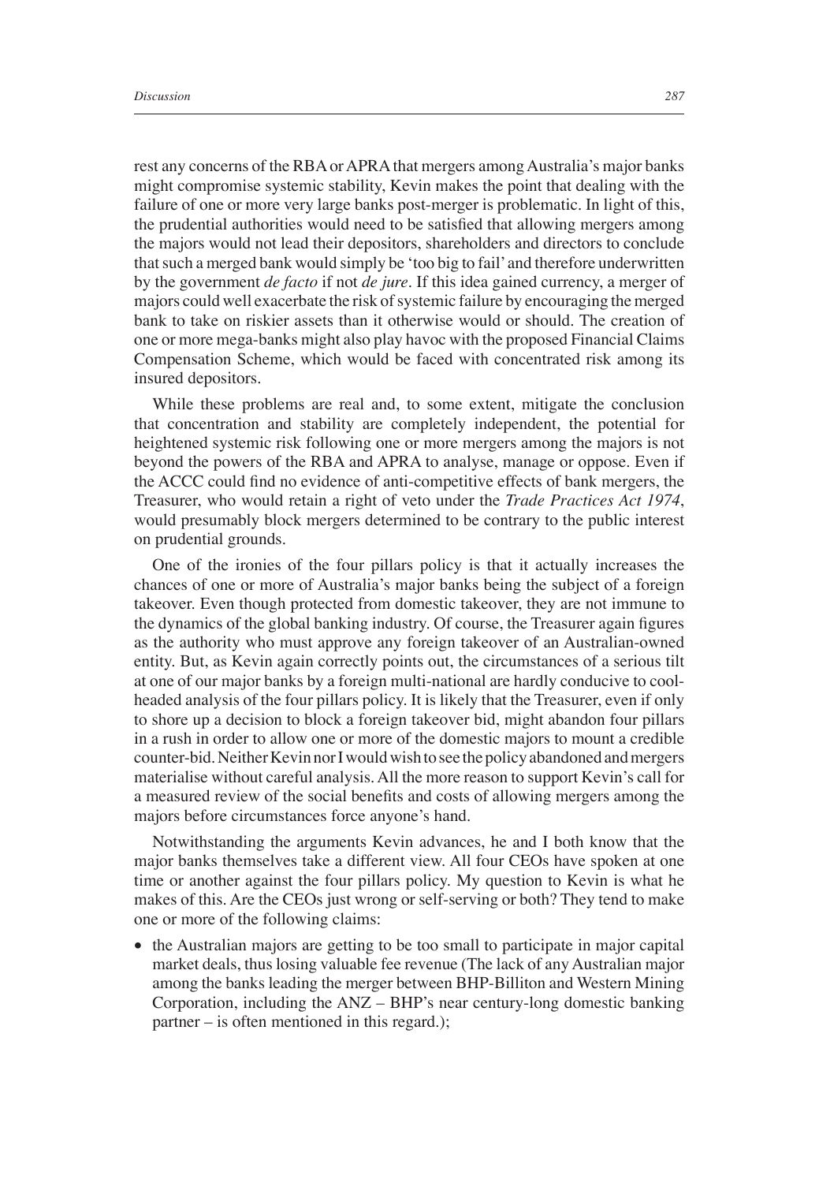rest any concerns of the RBA or APRA that mergers among Australia's major banks might compromise systemic stability, Kevin makes the point that dealing with the failure of one or more very large banks post-merger is problematic. In light of this, the prudential authorities would need to be satisfied that allowing mergers among the majors would not lead their depositors, shareholders and directors to conclude that such a merged bank would simply be 'too big to fail' and therefore underwritten by the government *de facto* if not *de jure*. If this idea gained currency, a merger of majors could well exacerbate the risk of systemic failure by encouraging the merged bank to take on riskier assets than it otherwise would or should. The creation of one or more mega-banks might also play havoc with the proposed Financial Claims Compensation Scheme, which would be faced with concentrated risk among its insured depositors.

While these problems are real and, to some extent, mitigate the conclusion that concentration and stability are completely independent, the potential for heightened systemic risk following one or more mergers among the majors is not beyond the powers of the RBA and APRA to analyse, manage or oppose. Even if the ACCC could find no evidence of anti-competitive effects of bank mergers, the Treasurer, who would retain a right of veto under the *Trade Practices Act 1974*, would presumably block mergers determined to be contrary to the public interest on prudential grounds.

One of the ironies of the four pillars policy is that it actually increases the chances of one or more of Australia's major banks being the subject of a foreign takeover. Even though protected from domestic takeover, they are not immune to the dynamics of the global banking industry. Of course, the Treasurer again figures as the authority who must approve any foreign takeover of an Australian-owned entity. But, as Kevin again correctly points out, the circumstances of a serious tilt at one of our major banks by a foreign multi-national are hardly conducive to cool-headed analysis of the four pillars policy. It is likely that the Treasurer, even if only to shore up a decision to block a foreign takeover bid, might abandon four pillars in a rush in order to allow one or more of the domestic majors to mount a credible counter-bid. Neither Kevin nor I would wish to see the policy abandoned and mergers materialise without careful analysis. All the more reason to support Kevin's call for a measured review of the social benefits and costs of allowing mergers among the majors before circumstances force anyone's hand.

Notwithstanding the arguments Kevin advances, he and I both know that the major banks themselves take a different view. All four CEOs have spoken at one time or another against the four pillars policy. My question to Kevin is what he makes of this. Are the CEOs just wrong or self-serving or both? They tend to make one or more of the following claims:

- the Australian majors are getting to be too small to participate in major capital market deals, thus losing valuable fee revenue (The lack of any Australian major among the banks leading the merger between BHP-Billiton and Western Mining Corporation, including the ANZ – BHP's near century-long domestic banking partner – is often mentioned in this regard.);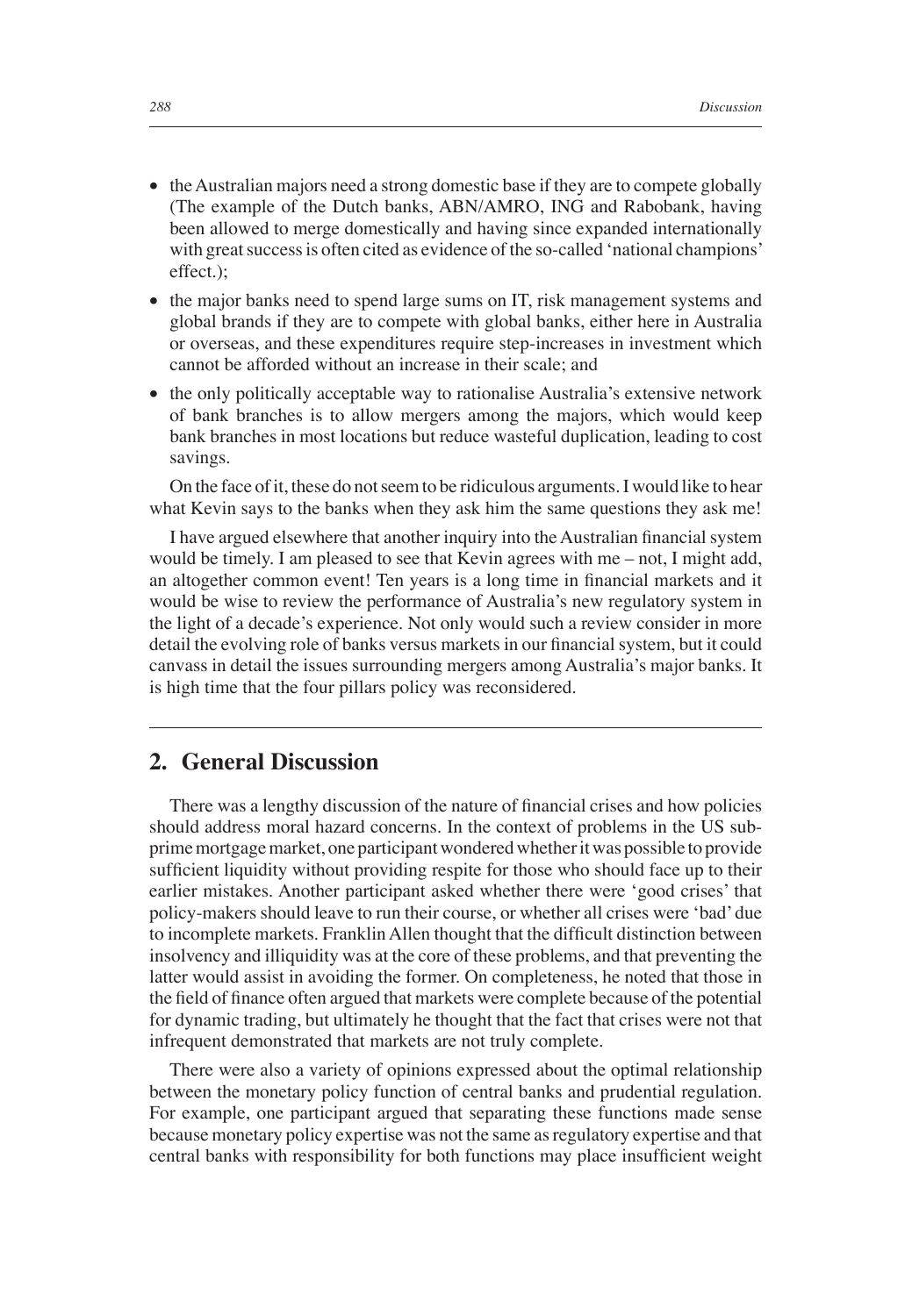- the Australian majors need a strong domestic base if they are to compete globally (The example of the Dutch banks, ABN/AMRO, ING and Rabobank, having been allowed to merge domestically and having since expanded internationally with great success is often cited as evidence of the so-called 'national champions' effect.);
- the major banks need to spend large sums on IT, risk management systems and global brands if they are to compete with global banks, either here in Australia or overseas, and these expenditures require step-increases in investment which cannot be afforded without an increase in their scale; and
- the only politically acceptable way to rationalise Australia's extensive network of bank branches is to allow mergers among the majors, which would keep bank branches in most locations but reduce wasteful duplication, leading to cost savings.

On the face of it, these do not seem to be ridiculous arguments. I would like to hear what Kevin says to the banks when they ask him the same questions they ask me!

I have argued elsewhere that another inquiry into the Australian financial system would be timely. I am pleased to see that Kevin agrees with me – not, I might add, an altogether common event! Ten years is a long time in financial markets and it would be wise to review the performance of Australia's new regulatory system in the light of a decade's experience. Not only would such a review consider in more detail the evolving role of banks versus markets in our financial system, but it could canvass in detail the issues surrounding mergers among Australia's major banks. It is high time that the four pillars policy was reconsidered.

## 2. General Discussion

There was a lengthy discussion of the nature of financial crises and how policies should address moral hazard concerns. In the context of problems in the US sub-prime mortgage market, one participant wondered whether it was possible to provide sufficient liquidity without providing respite for those who should face up to their earlier mistakes. Another participant asked whether there were 'good crises' that policy-makers should leave to run their course, or whether all crises were 'bad' due to incomplete markets. Franklin Allen thought that the difficult distinction between insolvency and illiquidity was at the core of these problems, and that preventing the latter would assist in avoiding the former. On completeness, he noted that those in the field of finance often argued that markets were complete because of the potential for dynamic trading, but ultimately he thought that the fact that crises were not that infrequent demonstrated that markets are not truly complete.

There were also a variety of opinions expressed about the optimal relationship between the monetary policy function of central banks and prudential regulation. For example, one participant argued that separating these functions made sense because monetary policy expertise was not the same as regulatory expertise and that central banks with responsibility for both functions may place insufficient weight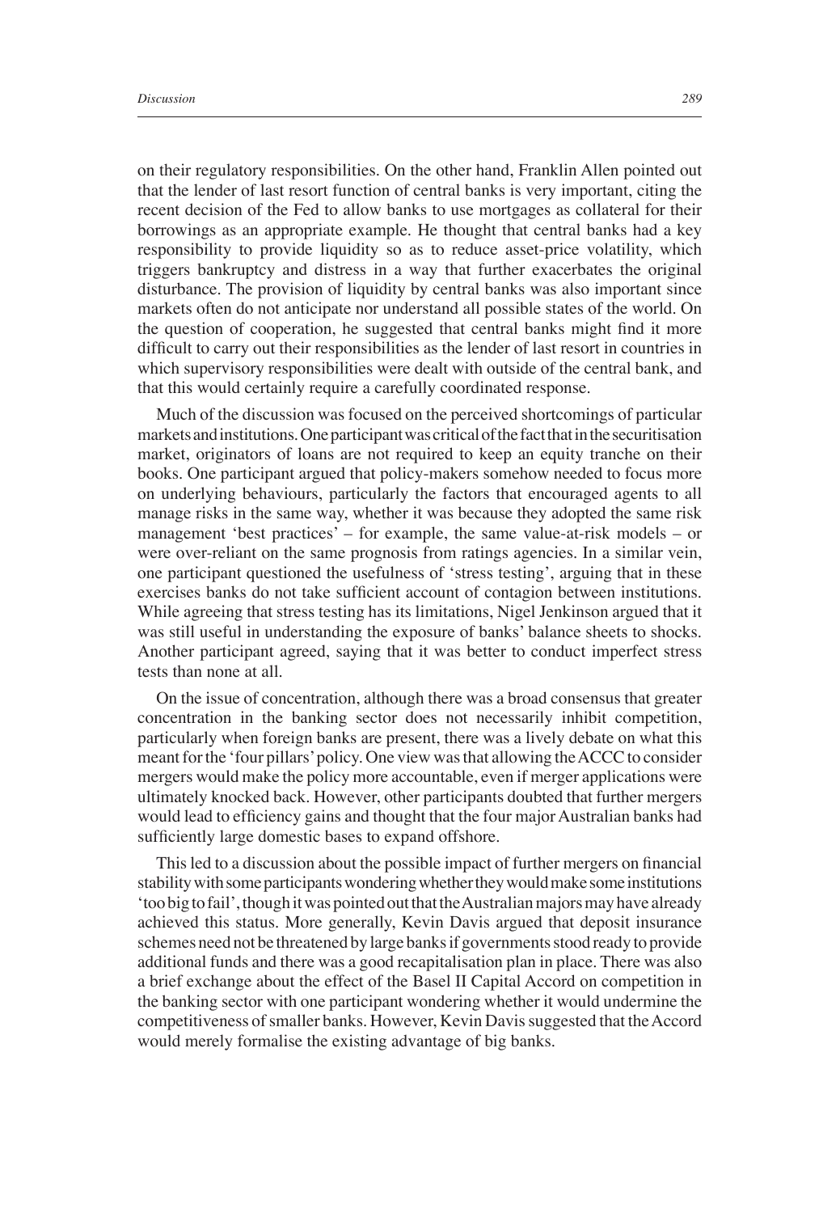on their regulatory responsibilities. On the other hand, Franklin Allen pointed out that the lender of last resort function of central banks is very important, citing the recent decision of the Fed to allow banks to use mortgages as collateral for their borrowings as an appropriate example. He thought that central banks had a key responsibility to provide liquidity so as to reduce asset-price volatility, which triggers bankruptcy and distress in a way that further exacerbates the original disturbance. The provision of liquidity by central banks was also important since markets often do not anticipate nor understand all possible states of the world. On the question of cooperation, he suggested that central banks might find it more difficult to carry out their responsibilities as the lender of last resort in countries in which supervisory responsibilities were dealt with outside of the central bank, and that this would certainly require a carefully coordinated response.

Much of the discussion was focused on the perceived shortcomings of particular markets and institutions. One participant was critical of the fact that in the securitisation market, originators of loans are not required to keep an equity tranche on their books. One participant argued that policy-makers somehow needed to focus more on underlying behaviours, particularly the factors that encouraged agents to all manage risks in the same way, whether it was because they adopted the same risk management 'best practices' – for example, the same value-at-risk models – or were over-reliant on the same prognosis from ratings agencies. In a similar vein, one participant questioned the usefulness of 'stress testing', arguing that in these exercises banks do not take sufficient account of contagion between institutions. While agreeing that stress testing has its limitations, Nigel Jenkinson argued that it was still useful in understanding the exposure of banks' balance sheets to shocks. Another participant agreed, saying that it was better to conduct imperfect stress tests than none at all.

On the issue of concentration, although there was a broad consensus that greater concentration in the banking sector does not necessarily inhibit competition, particularly when foreign banks are present, there was a lively debate on what this meant for the 'four pillars' policy. One view was that allowing the ACCC to consider mergers would make the policy more accountable, even if merger applications were ultimately knocked back. However, other participants doubted that further mergers would lead to efficiency gains and thought that the four major Australian banks had sufficiently large domestic bases to expand offshore.

This led to a discussion about the possible impact of further mergers on financial stability with some participants wondering whether they would make some institutions 'too big to fail', though it was pointed out that the Australian majors may have already achieved this status. More generally, Kevin Davis argued that deposit insurance schemes need not be threatened by large banks if governments stood ready to provide additional funds and there was a good recapitalisation plan in place. There was also a brief exchange about the effect of the Basel II Capital Accord on competition in the banking sector with one participant wondering whether it would undermine the competitiveness of smaller banks. However, Kevin Davis suggested that the Accord would merely formalise the existing advantage of big banks.